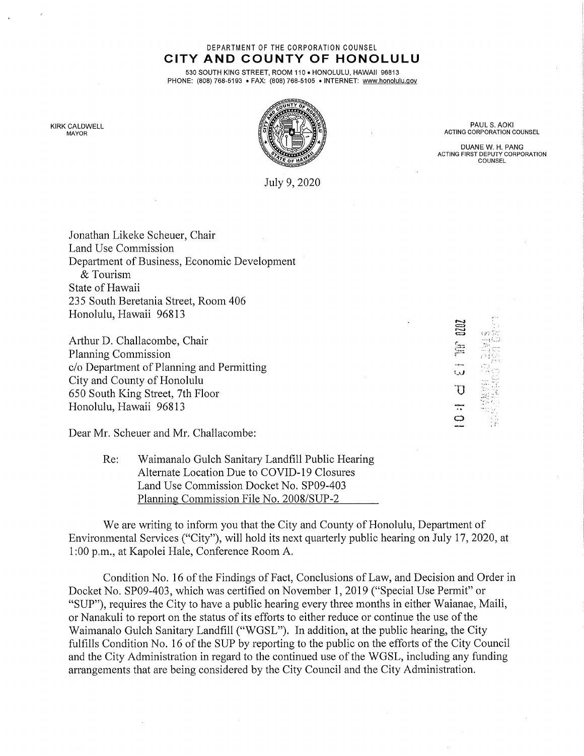DEPARTMENT OF THE CORPORATION COUNSEL

# CITY AND COUNTY OF HONOLULU

530 SOUTH KING STREET, ROOM 110 • HONOLULU, HAWAII 96813
PHONE: (808) 768-5193 • FAX: (808) 768-5105 • INTERNET: www.honolulu.gov

KIRK CALDWELL
MAYOR

PAUL S. AOKI
ACTING CORPORATION COUNSEL

DUANE W. H. PANG
ACTING FIRST DEPUTY CORPORATION COUNSEL

July 9, 2020

Jonathan Likeke Scheuer, Chair
Land Use Commission
Department of Business, Economic Development & Tourism
State of Hawaii
235 South Beretania Street, Room 406
Honolulu, Hawaii 96813

Arthur D. Challacombe, Chair
Planning Commission
c/o Department of Planning and Permitting
City and County of Honolulu
650 South King Street, 7th Floor
Honolulu, Hawaii 96813

2020 JUL 13 P 1:01

Dear Mr. Scheuer and Mr. Challacombe:

Re: Waimanalo Gulch Sanitary Landfill Public Hearing
Alternate Location Due to COVID-19 Closures
Land Use Commission Docket No. SP09-403
Planning Commission File No. 2008/SUP-2

We are writing to inform you that the City and County of Honolulu, Department of Environmental Services ("City"), will hold its next quarterly public hearing on July 17, 2020, at 1:00 p.m., at Kapolei Hale, Conference Room A.

Condition No. 16 of the Findings of Fact, Conclusions of Law, and Decision and Order in Docket No. SP09-403, which was certified on November 1, 2019 ("Special Use Permit" or "SUP"), requires the City to have a public hearing every three months in either Waianae, Maili, or Nanakuli to report on the status of its efforts to either reduce or continue the use of the Waimanalo Gulch Sanitary Landfill ("WGSL"). In addition, at the public hearing, the City fulfills Condition No. 16 of the SUP by reporting to the public on the efforts of the City Council and the City Administration in regard to the continued use of the WGSL, including any funding arrangements that are being considered by the City Council and the City Administration.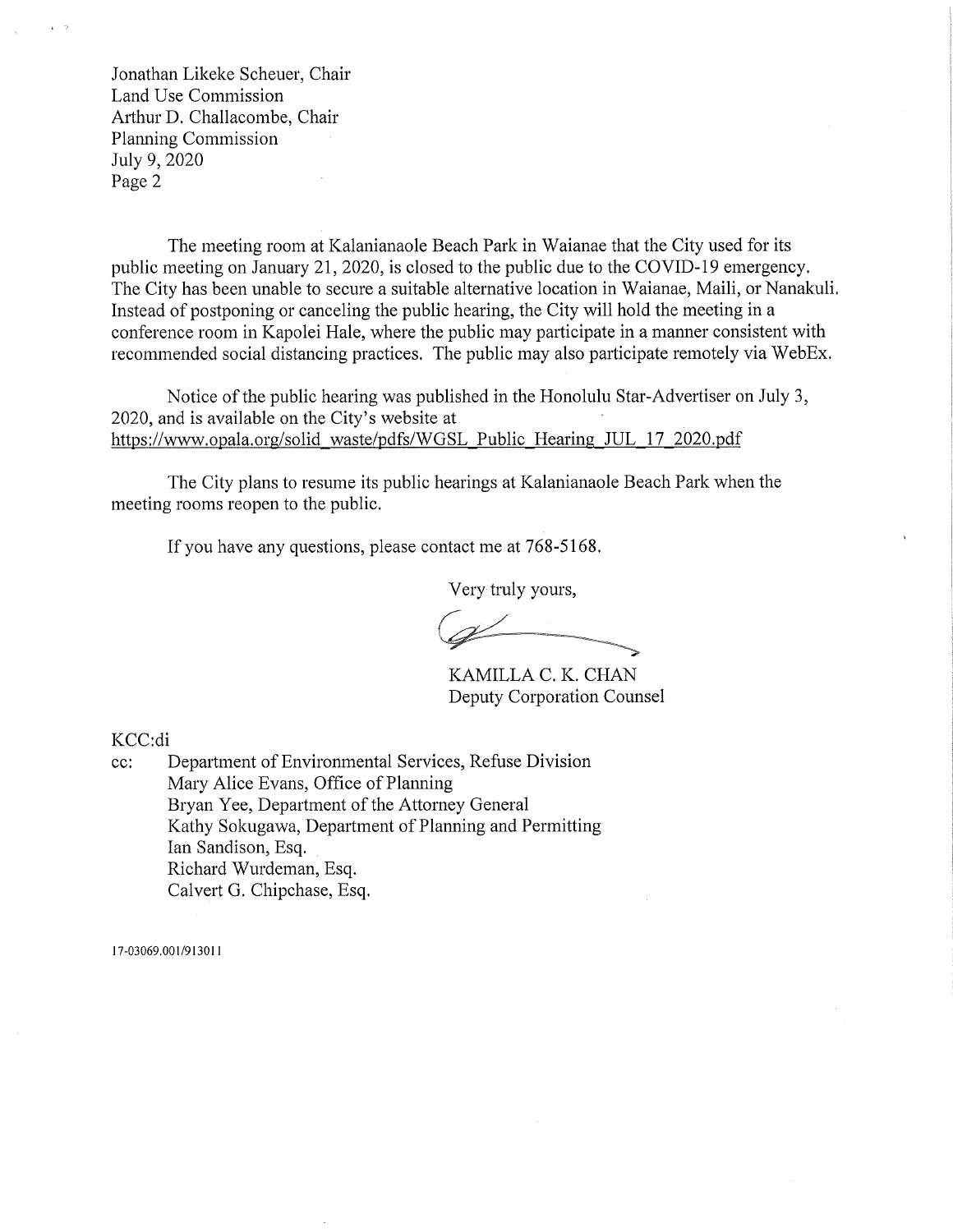Jonathan Likeke Scheuer, Chair
Land Use Commission
Arthur D. Challacombe, Chair
Planning Commission
July 9, 2020
Page 2

The meeting room at Kalanianaole Beach Park in Waianae that the City used for its public meeting on January 21, 2020, is closed to the public due to the COVID-19 emergency. The City has been unable to secure a suitable alternative location in Waianae, Maili, or Nanakuli. Instead of postponing or canceling the public hearing, the City will hold the meeting in a conference room in Kapolei Hale, where the public may participate in a manner consistent with recommended social distancing practices. The public may also participate remotely via WebEx.

Notice of the public hearing was published in the Honolulu Star-Advertiser on July 3, 2020, and is available on the City's website at https://www.opala.org/solid_waste/pdfs/WGSL_Public_Hearing_JUL_17_2020.pdf

The City plans to resume its public hearings at Kalanianaole Beach Park when the meeting rooms reopen to the public.

If you have any questions, please contact me at 768-5168.

Very truly yours,

KAMILLA C. K. CHAN
Deputy Corporation Counsel

KCC:di

cc: Department of Environmental Services, Refuse Division
Mary Alice Evans, Office of Planning
Bryan Yee, Department of the Attorney General
Kathy Sokugawa, Department of Planning and Permitting
Ian Sandison, Esq.
Richard Wurdeman, Esq.
Calvert G. Chipchase, Esq.

17-03069.001/913011